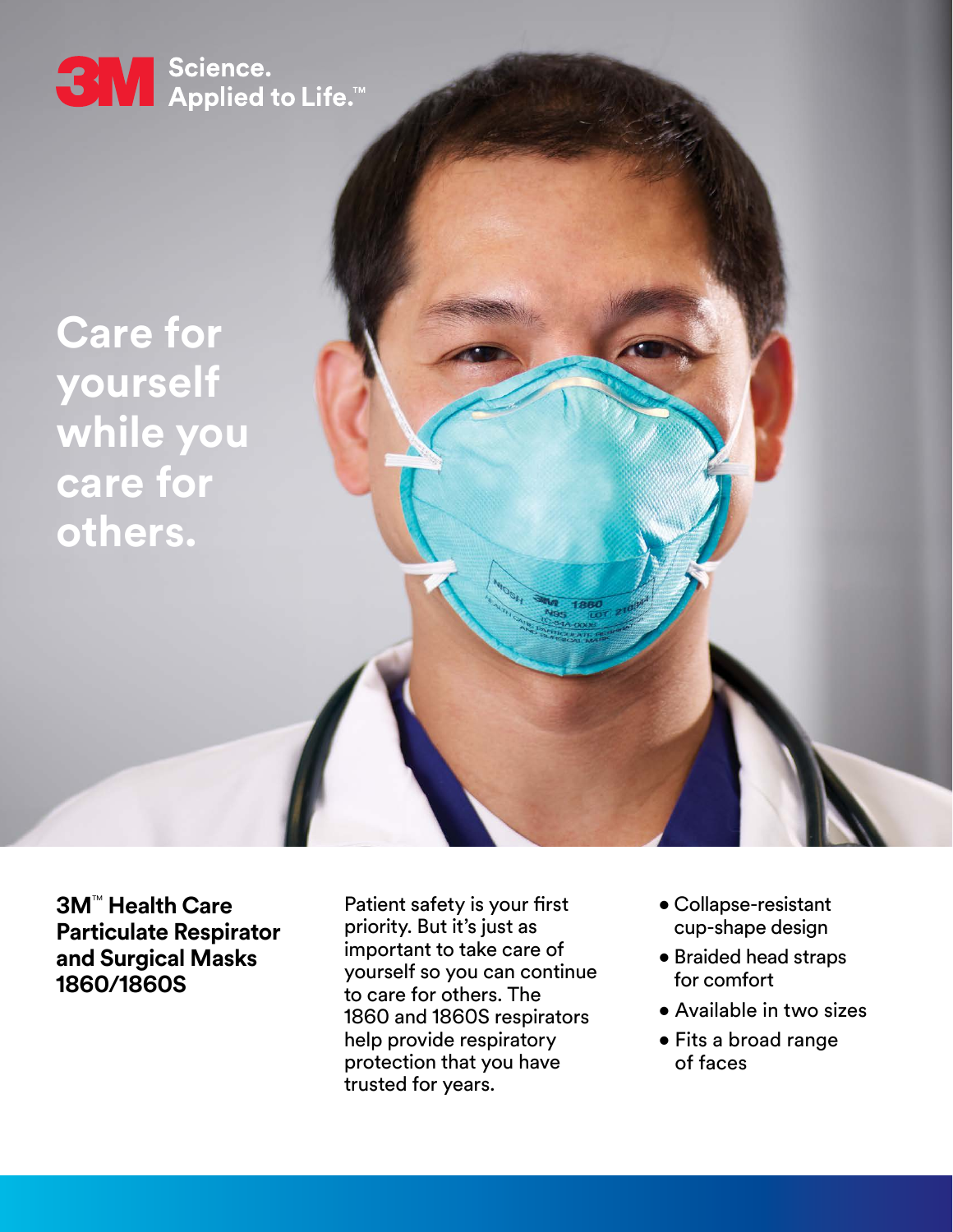3M Science. Applied to Life.™

# Care for yourself while you care for others.

**3M™ Health Care Particulate Respirator and Surgical Masks 1860/1860S**

Patient safety is your first priority. But it's just as important to take care of yourself so you can continue to care for others. The 1860 and 1860S respirators help provide respiratory protection that you have trusted for years.

- Collapse-resistant cup-shape design
- Braided head straps for comfort
- Available in two sizes
- Fits a broad range of faces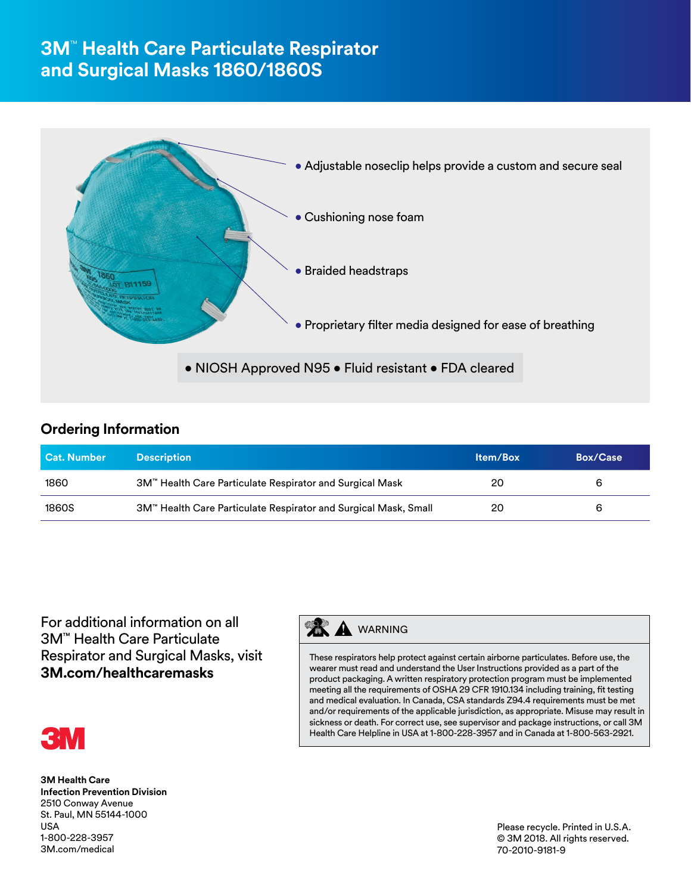# 3M™ Health Care Particulate Respirator and Surgical Masks 1860/1860S

- Adjustable noseclip helps provide a custom and secure seal
- Cushioning nose foam
- Braided headstraps
- Proprietary filter media designed for ease of breathing

• NIOSH Approved N95 • Fluid resistant • FDA cleared

## Ordering Information

| Cat. Number | Description | Item/Box | Box/Case |
|---|---|---|---|
| 1860 | 3M™ Health Care Particulate Respirator and Surgical Mask | 20 | 6 |
| 1860S | 3M™ Health Care Particulate Respirator and Surgical Mask, Small | 20 | 6 |

For additional information on all 3M™ Health Care Particulate Respirator and Surgical Masks, visit **3M.com/healthcaremasks**

**WARNING**

These respirators help protect against certain airborne particulates. Before use, the wearer must read and understand the User Instructions provided as a part of the product packaging. A written respiratory protection program must be implemented meeting all the requirements of OSHA 29 CFR 1910.134 including training, fit testing and medical evaluation. In Canada, CSA standards Z94.4 requirements must be met and/or requirements of the applicable jurisdiction, as appropriate. Misuse may result in sickness or death. For correct use, see supervisor and package instructions, or call 3M Health Care Helpline in USA at 1-800-228-3957 and in Canada at 1-800-563-2921.

3M

**3M Health Care**
**Infection Prevention Division**
2510 Conway Avenue
St. Paul, MN 55144-1000
USA
1-800-228-3957
3M.com/medical

Please recycle. Printed in U.S.A.
© 3M 2018. All rights reserved.
70-2010-9181-9